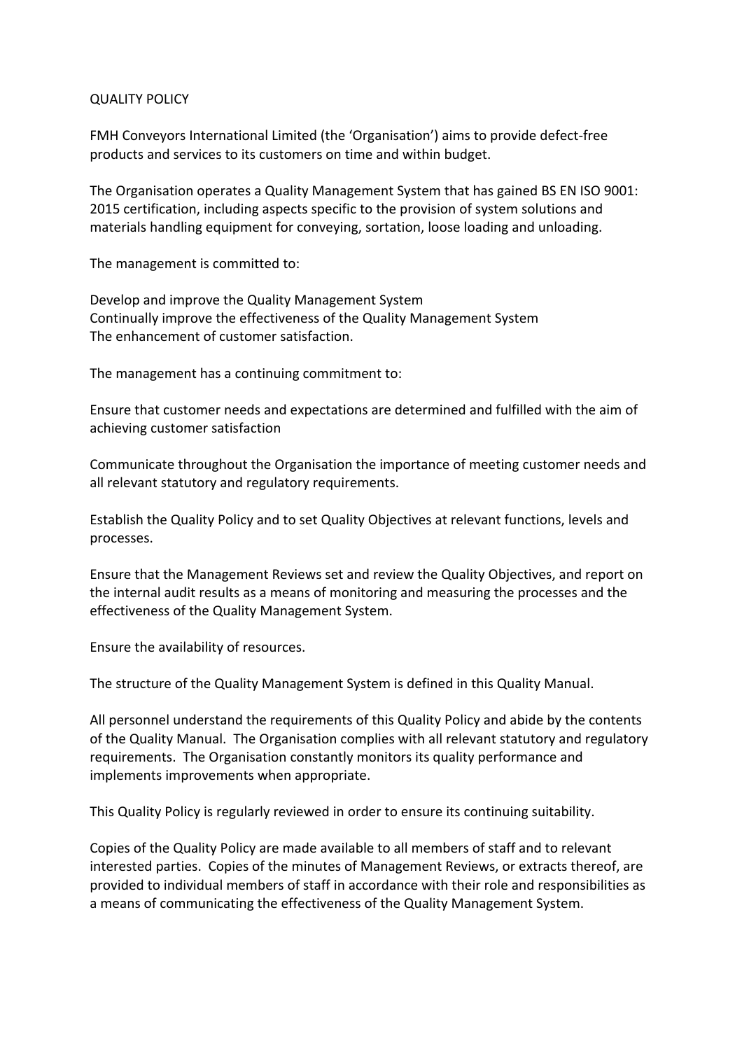# QUALITY POLICY

FMH Conveyors International Limited (the 'Organisation') aims to provide defect-free products and services to its customers on time and within budget.

The Organisation operates a Quality Management System that has gained BS EN ISO 9001: 2015 certification, including aspects specific to the provision of system solutions and materials handling equipment for conveying, sortation, loose loading and unloading.

The management is committed to:

Develop and improve the Quality Management System
Continually improve the effectiveness of the Quality Management System
The enhancement of customer satisfaction.

The management has a continuing commitment to:

Ensure that customer needs and expectations are determined and fulfilled with the aim of achieving customer satisfaction

Communicate throughout the Organisation the importance of meeting customer needs and all relevant statutory and regulatory requirements.

Establish the Quality Policy and to set Quality Objectives at relevant functions, levels and processes.

Ensure that the Management Reviews set and review the Quality Objectives, and report on the internal audit results as a means of monitoring and measuring the processes and the effectiveness of the Quality Management System.

Ensure the availability of resources.

The structure of the Quality Management System is defined in this Quality Manual.

All personnel understand the requirements of this Quality Policy and abide by the contents of the Quality Manual. The Organisation complies with all relevant statutory and regulatory requirements. The Organisation constantly monitors its quality performance and implements improvements when appropriate.

This Quality Policy is regularly reviewed in order to ensure its continuing suitability.

Copies of the Quality Policy are made available to all members of staff and to relevant interested parties. Copies of the minutes of Management Reviews, or extracts thereof, are provided to individual members of staff in accordance with their role and responsibilities as a means of communicating the effectiveness of the Quality Management System.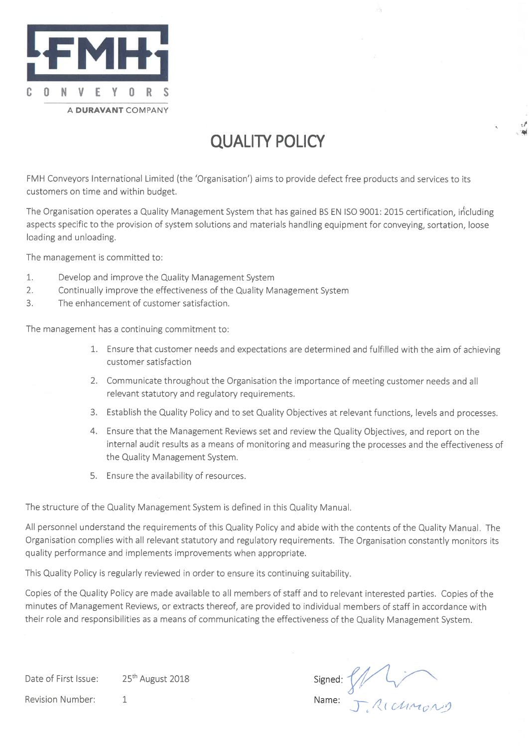FMH CONVEYORS

A DURAVANT COMPANY

# QUALITY POLICY

FMH Conveyors International Limited (the 'Organisation') aims to provide defect free products and services to its customers on time and within budget.

The Organisation operates a Quality Management System that has gained BS EN ISO 9001: 2015 certification, including aspects specific to the provision of system solutions and materials handling equipment for conveying, sortation, loose loading and unloading.

The management is committed to:

1. Develop and improve the Quality Management System
2. Continually improve the effectiveness of the Quality Management System
3. The enhancement of customer satisfaction.

The management has a continuing commitment to:

1. Ensure that customer needs and expectations are determined and fulfilled with the aim of achieving customer satisfaction
2. Communicate throughout the Organisation the importance of meeting customer needs and all relevant statutory and regulatory requirements.
3. Establish the Quality Policy and to set Quality Objectives at relevant functions, levels and processes.
4. Ensure that the Management Reviews set and review the Quality Objectives, and report on the internal audit results as a means of monitoring and measuring the processes and the effectiveness of the Quality Management System.
5. Ensure the availability of resources.

The structure of the Quality Management System is defined in this Quality Manual.

All personnel understand the requirements of this Quality Policy and abide with the contents of the Quality Manual. The Organisation complies with all relevant statutory and regulatory requirements. The Organisation constantly monitors its quality performance and implements improvements when appropriate.

This Quality Policy is regularly reviewed in order to ensure its continuing suitability.

Copies of the Quality Policy are made available to all members of staff and to relevant interested parties. Copies of the minutes of Management Reviews, or extracts thereof, are provided to individual members of staff in accordance with their role and responsibilities as a means of communicating the effectiveness of the Quality Management System.

Date of First Issue: 25th August 2018

Revision Number: 1

Signed:

Name: J. Richmond